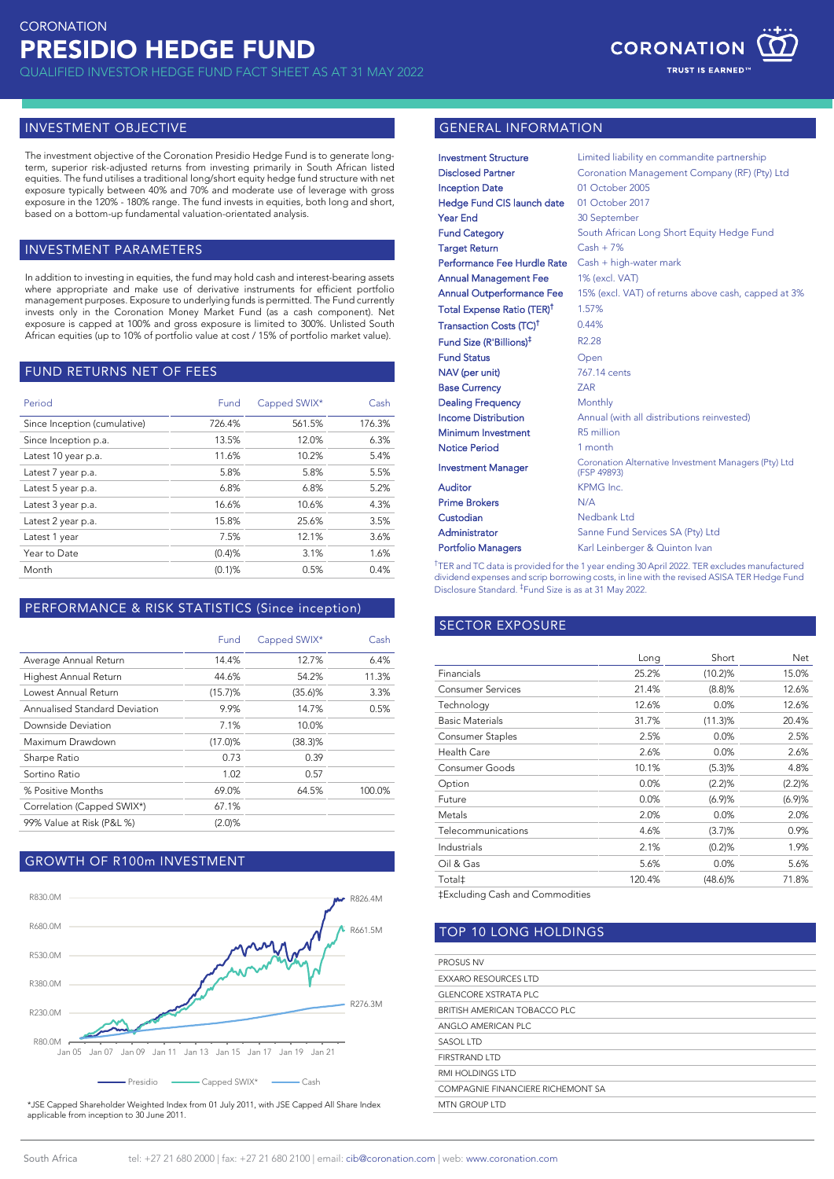CORONATION

# PRESIDIO HEDGE FUND

QUALIFIED INVESTOR HEDGE FUND FACT SHEET AS AT 31 MAY 2022

CORONATION
TRUST IS EARNED™

## INVESTMENT OBJECTIVE

The investment objective of the Coronation Presidio Hedge Fund is to generate long-term, superior risk-adjusted returns from investing primarily in South African listed equities. The fund utilises a traditional long/short equity hedge fund structure with net exposure typically between 40% and 70% and moderate use of leverage with gross exposure in the 120% - 180% range. The fund invests in equities, both long and short, based on a bottom-up fundamental valuation-orientated analysis.

## INVESTMENT PARAMETERS

In addition to investing in equities, the fund may hold cash and interest-bearing assets where appropriate and make use of derivative instruments for efficient portfolio management purposes. Exposure to underlying funds is permitted. The Fund currently invests only in the Coronation Money Market Fund (as a cash component). Net exposure is capped at 100% and gross exposure is limited to 300%. Unlisted South African equities (up to 10% of portfolio value at cost / 15% of portfolio market value).

## FUND RETURNS NET OF FEES

| Period | Fund | Capped SWIX* | Cash |
|---|---|---|---|
| Since Inception (cumulative) | 726.4% | 561.5% | 176.3% |
| Since Inception p.a. | 13.5% | 12.0% | 6.3% |
| Latest 10 year p.a. | 11.6% | 10.2% | 5.4% |
| Latest 7 year p.a. | 5.8% | 5.8% | 5.5% |
| Latest 5 year p.a. | 6.8% | 6.8% | 5.2% |
| Latest 3 year p.a. | 16.6% | 10.6% | 4.3% |
| Latest 2 year p.a. | 15.8% | 25.6% | 3.5% |
| Latest 1 year | 7.5% | 12.1% | 3.6% |
| Year to Date | (0.4)% | 3.1% | 1.6% |
| Month | (0.1)% | 0.5% | 0.4% |

## PERFORMANCE & RISK STATISTICS (Since inception)

| | Fund | Capped SWIX* | Cash |
|---|---|---|---|
| Average Annual Return | 14.4% | 12.7% | 6.4% |
| Highest Annual Return | 44.6% | 54.2% | 11.3% |
| Lowest Annual Return | (15.7)% | (35.6)% | 3.3% |
| Annualised Standard Deviation | 9.9% | 14.7% | 0.5% |
| Downside Deviation | 7.1% | 10.0% | |
| Maximum Drawdown | (17.0)% | (38.3)% | |
| Sharpe Ratio | 0.73 | 0.39 | |
| Sortino Ratio | 1.02 | 0.57 | |
| % Positive Months | 69.0% | 64.5% | 100.0% |
| Correlation (Capped SWIX*) | 67.1% | | |
| 99% Value at Risk (P&L %) | (2.0)% | | |

## GROWTH OF R100m INVESTMENT

Presidio: R826.4M; Capped SWIX*: R661.5M; Cash: R276.3M (Jan 05 – Jan 21)

*JSE Capped Shareholder Weighted Index from 01 July 2011, with JSE Capped All Share Index applicable from inception to 30 June 2011.

## GENERAL INFORMATION

| | |
|---|---|
| Investment Structure | Limited liability en commandite partnership |
| Disclosed Partner | Coronation Management Company (RF) (Pty) Ltd |
| Inception Date | 01 October 2005 |
| Hedge Fund CIS launch date | 01 October 2017 |
| Year End | 30 September |
| Fund Category | South African Long Short Equity Hedge Fund |
| Target Return | Cash + 7% |
| Performance Fee Hurdle Rate | Cash + high-water mark |
| Annual Management Fee | 1% (excl. VAT) |
| Annual Outperformance Fee | 15% (excl. VAT) of returns above cash, capped at 3% |
| Total Expense Ratio (TER)† | 1.57% |
| Transaction Costs (TC)† | 0.44% |
| Fund Size (R'Billions)‡ | R2.28 |
| Fund Status | Open |
| NAV (per unit) | 767.14 cents |
| Base Currency | ZAR |
| Dealing Frequency | Monthly |
| Income Distribution | Annual (with all distributions reinvested) |
| Minimum Investment | R5 million |
| Notice Period | 1 month |
| Investment Manager | Coronation Alternative Investment Managers (Pty) Ltd (FSP 49893) |
| Auditor | KPMG Inc. |
| Prime Brokers | N/A |
| Custodian | Nedbank Ltd |
| Administrator | Sanne Fund Services SA (Pty) Ltd |
| Portfolio Managers | Karl Leinberger & Quinton Ivan |

†TER and TC data is provided for the 1 year ending 30 April 2022. TER excludes manufactured dividend expenses and scrip borrowing costs, in line with the revised ASISA TER Hedge Fund Disclosure Standard. ‡Fund Size is as at 31 May 2022.

## SECTOR EXPOSURE

| | Long | Short | Net |
|---|---|---|---|
| Financials | 25.2% | (10.2)% | 15.0% |
| Consumer Services | 21.4% | (8.8)% | 12.6% |
| Technology | 12.6% | 0.0% | 12.6% |
| Basic Materials | 31.7% | (11.3)% | 20.4% |
| Consumer Staples | 2.5% | 0.0% | 2.5% |
| Health Care | 2.6% | 0.0% | 2.6% |
| Consumer Goods | 10.1% | (5.3)% | 4.8% |
| Option | 0.0% | (2.2)% | (2.2)% |
| Future | 0.0% | (6.9)% | (6.9)% |
| Metals | 2.0% | 0.0% | 2.0% |
| Telecommunications | 4.6% | (3.7)% | 0.9% |
| Industrials | 2.1% | (0.2)% | 1.9% |
| Oil & Gas | 5.6% | 0.0% | 5.6% |
| Total‡ | 120.4% | (48.6)% | 71.8% |

‡Excluding Cash and Commodities

## TOP 10 LONG HOLDINGS

- PROSUS NV
- EXXARO RESOURCES LTD
- GLENCORE XSTRATA PLC
- BRITISH AMERICAN TOBACCO PLC
- ANGLO AMERICAN PLC
- SASOL LTD
- FIRSTRAND LTD
- RMI HOLDINGS LTD
- COMPAGNIE FINANCIERE RICHEMONT SA
- MTN GROUP LTD

South Africa tel: +27 21 680 2000 | fax: +27 21 680 2100 | email: cib@coronation.com | web: www.coronation.com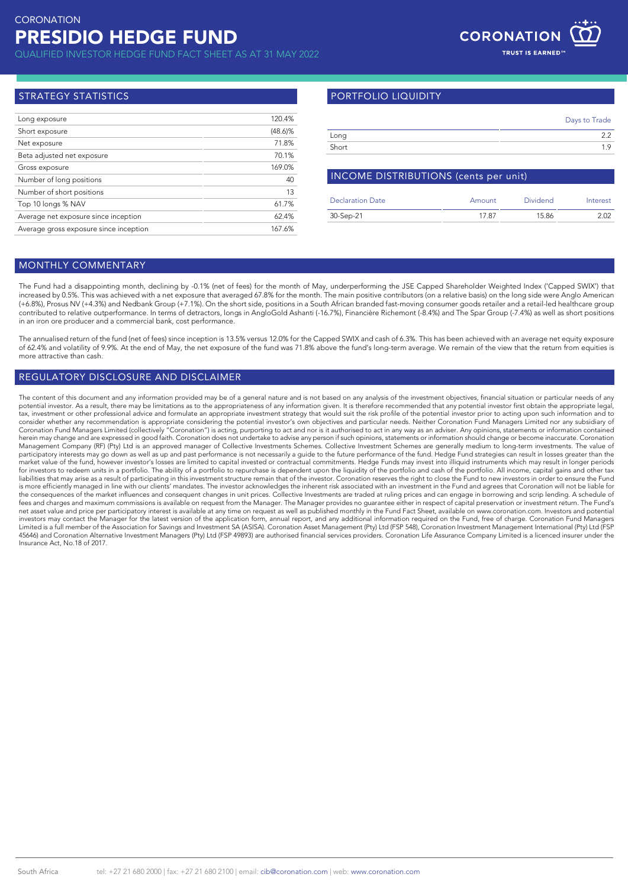CORONATION

# PRESIDIO HEDGE FUND

QUALIFIED INVESTOR HEDGE FUND FACT SHEET AS AT 31 MAY 2022

## STRATEGY STATISTICS

| | |
|---|---|
| Long exposure | 120.4% |
| Short exposure | (48.6)% |
| Net exposure | 71.8% |
| Beta adjusted net exposure | 70.1% |
| Gross exposure | 169.0% |
| Number of long positions | 40 |
| Number of short positions | 13 |
| Top 10 longs % NAV | 61.7% |
| Average net exposure since inception | 62.4% |
| Average gross exposure since inception | 167.6% |

## PORTFOLIO LIQUIDITY

| | Days to Trade |
|---|---|
| Long | 2.2 |
| Short | 1.9 |

## INCOME DISTRIBUTIONS (cents per unit)

| Declaration Date | Amount | Dividend | Interest |
|---|---|---|---|
| 30-Sep-21 | 17.87 | 15.86 | 2.02 |

## MONTHLY COMMENTARY

The Fund had a disappointing month, declining by -0.1% (net of fees) for the month of May, underperforming the JSE Capped Shareholder Weighted Index ('Capped SWIX') that increased by 0.5%. This was achieved with a net exposure that averaged 67.8% for the month. The main positive contributors (on a relative basis) on the long side were Anglo American (+6.8%), Prosus NV (+4.3%) and Nedbank Group (+7.1%). On the short side, positions in a South African branded fast-moving consumer goods retailer and a retail-led healthcare group contributed to relative outperformance. In terms of detractors, longs in AngloGold Ashanti (-16.7%), Financière Richemont (-8.4%) and The Spar Group (-7.4%) as well as short positions in an iron ore producer and a commercial bank, cost performance.

The annualised return of the fund (net of fees) since inception is 13.5% versus 12.0% for the Capped SWIX and cash of 6.3%. This has been achieved with an average net equity exposure of 62.4% and volatility of 9.9%. At the end of May, the net exposure of the fund was 71.8% above the fund's long-term average. We remain of the view that the return from equities is more attractive than cash.

## REGULATORY DISCLOSURE AND DISCLAIMER

The content of this document and any information provided may be of a general nature and is not based on any analysis of the investment objectives, financial situation or particular needs of any potential investor. As a result, there may be limitations as to the appropriateness of any information given. It is therefore recommended that any potential investor first obtain the appropriate legal, tax, investment or other professional advice and formulate an appropriate investment strategy that would suit the risk profile of the potential investor prior to acting upon such information and to consider whether any recommendation is appropriate considering the potential investor's own objectives and particular needs. Neither Coronation Fund Managers Limited nor any subsidiary of Coronation Fund Managers Limited (collectively "Coronation") is acting, purporting to act and nor is it authorised to act in any way as an adviser. Any opinions, statements or information contained herein may change and are expressed in good faith. Coronation does not undertake to advise any person if such opinions, statements or information should change or become inaccurate. Coronation Management Company (RF) (Pty) Ltd is an approved manager of Collective Investments Schemes. Collective Investment Schemes are generally medium to long-term investments. The value of participatory interests may go down as well as up and past performance is not necessarily a guide to the future performance of the fund. Hedge Fund strategies can result in losses greater than the market value of the fund, however investor's losses are limited to capital invested or contractual commitments. Hedge Funds may invest into illiquid instruments which may result in longer periods for investors to redeem units in a portfolio. The ability of a portfolio to repurchase is dependent upon the liquidity of the portfolio and cash of the portfolio. All income, capital gains and other tax liabilities that may arise as a result of participating in this investment structure remain that of the investor. Coronation reserves the right to close the Fund to new investors in order to ensure the Fund is more efficiently managed in line with our clients' mandates. The investor acknowledges the inherent risk associated with an investment in the Fund and agrees that Coronation will not be liable for the consequences of the market influences and consequent changes in unit prices. Collective Investments are traded at ruling prices and can engage in borrowing and scrip lending. A schedule of fees and charges and maximum commissions is available on request from the Manager. The Manager provides no guarantee either in respect of capital preservation or investment return. The Fund's net asset value and price per participatory interest is available at any time on request as well as published monthly in the Fund Fact Sheet, available on www.coronation.com. Investors and potential investors may contact the Manager for the latest version of the application form, annual report, and any additional information required on the Fund, free of charge. Coronation Fund Managers Limited is a full member of the Association for Savings and Investment SA (ASISA). Coronation Asset Management (Pty) Ltd (FSP 548), Coronation Investment Management International (Pty) Ltd (FSP 45646) and Coronation Alternative Investment Managers (Pty) Ltd (FSP 49893) are authorised financial services providers. Coronation Life Assurance Company Limited is a licenced insurer under the Insurance Act, No.18 of 2017.

South Africa tel: +27 21 680 2000 | fax: +27 21 680 2100 | email: cib@coronation.com | web: www.coronation.com